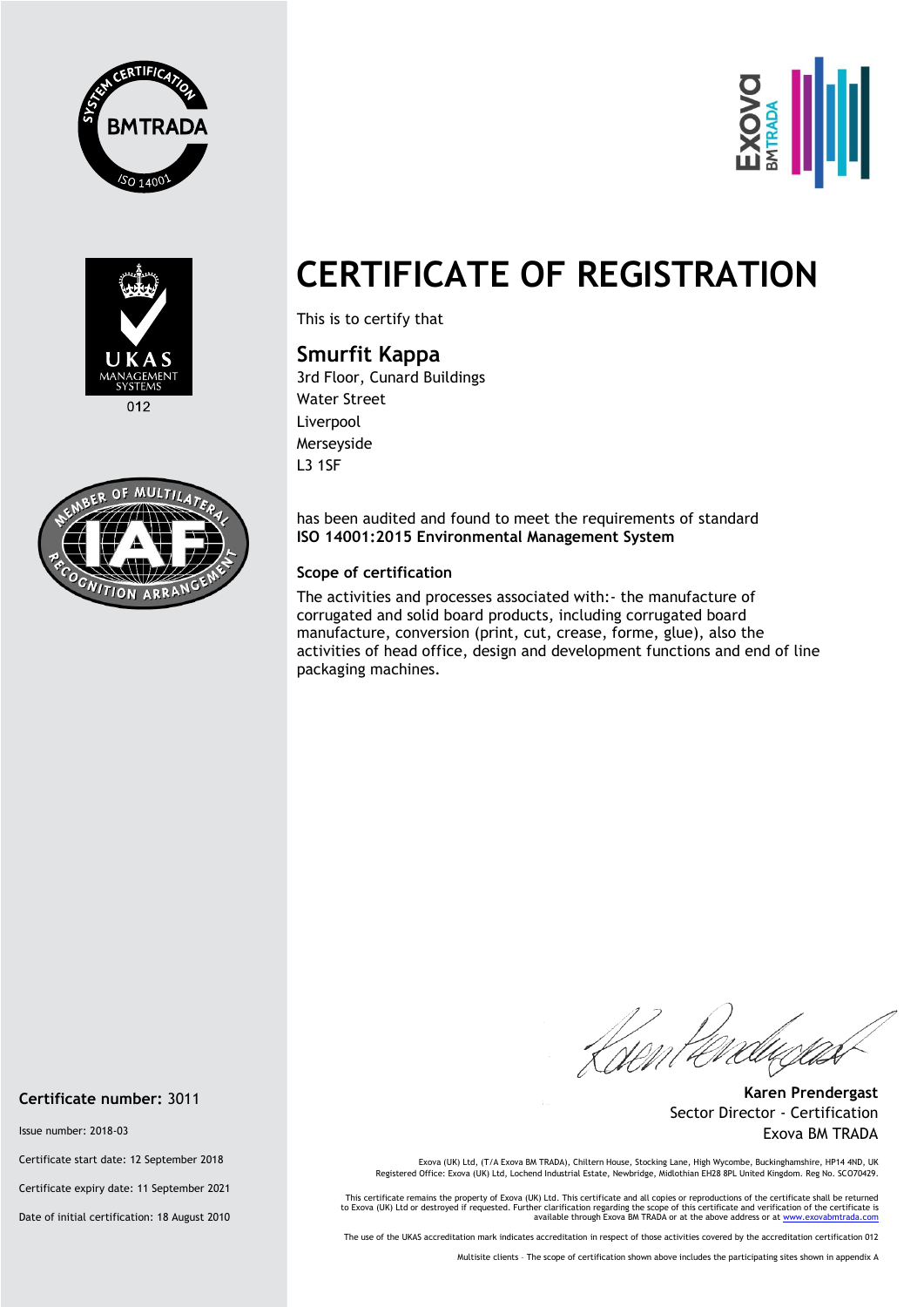# CERTIFICATE OF REGISTRATION

This is to certify that

## Smurfit Kappa

3rd Floor, Cunard Buildings
Water Street
Liverpool
Merseyside
L3 1SF

has been audited and found to meet the requirements of standard
**ISO 14001:2015 Environmental Management System**

### Scope of certification

The activities and processes associated with:- the manufacture of corrugated and solid board products, including corrugated board manufacture, conversion (print, cut, crease, forme, glue), also the activities of head office, design and development functions and end of line packaging machines.

**Karen Prendergast**
Sector Director - Certification
Exova BM TRADA

**Certificate number:** 3011

Issue number: 2018-03

Certificate start date: 12 September 2018

Certificate expiry date: 11 September 2021

Date of initial certification: 18 August 2010

Exova (UK) Ltd, (T/A Exova BM TRADA), Chiltern House, Stocking Lane, High Wycombe, Buckinghamshire, HP14 4ND, UK
Registered Office: Exova (UK) Ltd, Lochend Industrial Estate, Newbridge, Midlothian EH28 8PL United Kingdom. Reg No. SCO70429.

This certificate remains the property of Exova (UK) Ltd. This certificate and all copies or reproductions of the certificate shall be returned to Exova (UK) Ltd or destroyed if requested. Further clarification regarding the scope of this certificate and verification of the certificate is available through Exova BM TRADA or at the above address or at www.exovabmtrada.com

The use of the UKAS accreditation mark indicates accreditation in respect of those activities covered by the accreditation certification 012

Multisite clients – The scope of certification shown above includes the participating sites shown in appendix A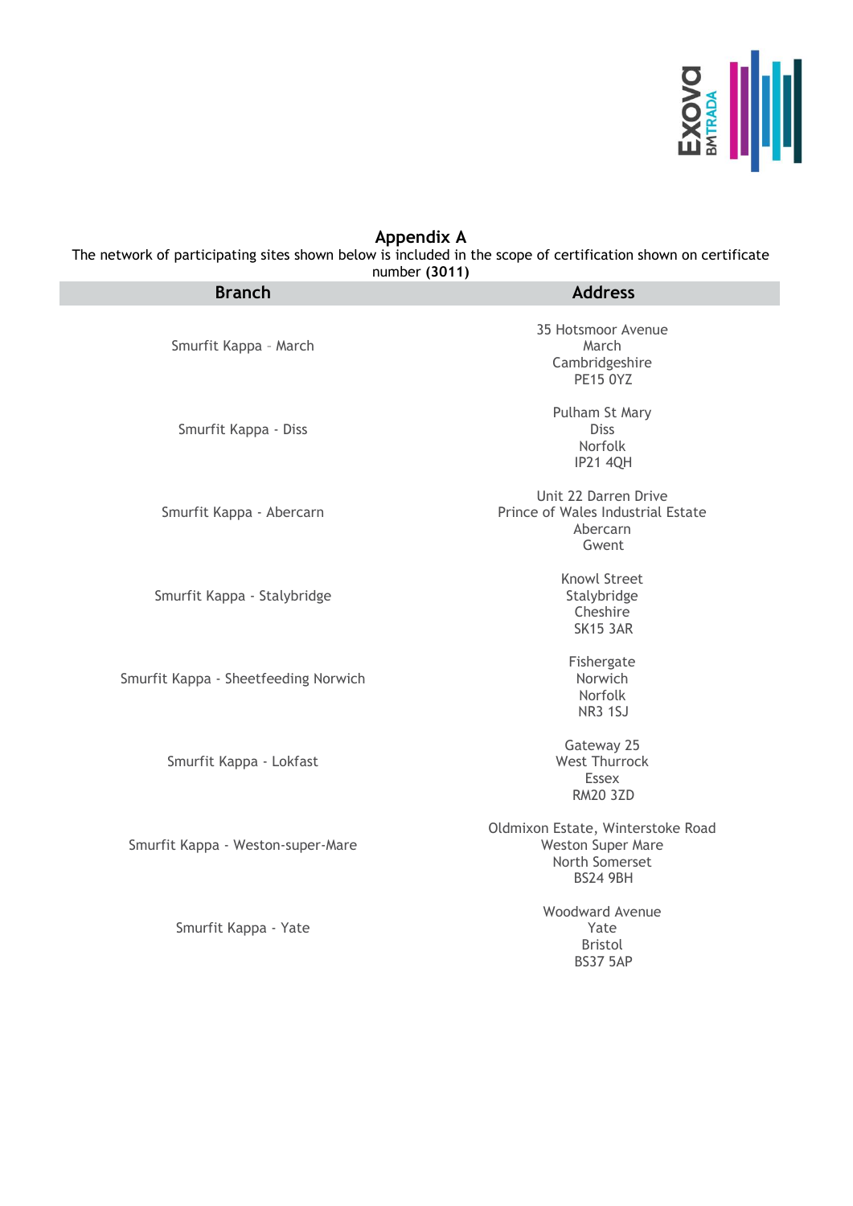## Appendix A

The network of participating sites shown below is included in the scope of certification shown on certificate number **(3011)**

| Branch | Address |
|---|---|
| Smurfit Kappa – March | 35 Hotsmoor Avenue<br>March<br>Cambridgeshire<br>PE15 0YZ |
| Smurfit Kappa - Diss | Pulham St Mary<br>Diss<br>Norfolk<br>IP21 4QH |
| Smurfit Kappa - Abercarn | Unit 22 Darren Drive<br>Prince of Wales Industrial Estate<br>Abercarn<br>Gwent |
| Smurfit Kappa - Stalybridge | Knowl Street<br>Stalybridge<br>Cheshire<br>SK15 3AR |
| Smurfit Kappa - Sheetfeeding Norwich | Fishergate<br>Norwich<br>Norfolk<br>NR3 1SJ |
| Smurfit Kappa - Lokfast | Gateway 25<br>West Thurrock<br>Essex<br>RM20 3ZD |
| Smurfit Kappa - Weston-super-Mare | Oldmixon Estate, Winterstoke Road<br>Weston Super Mare<br>North Somerset<br>BS24 9BH |
| Smurfit Kappa - Yate | Woodward Avenue<br>Yate<br>Bristol<br>BS37 5AP |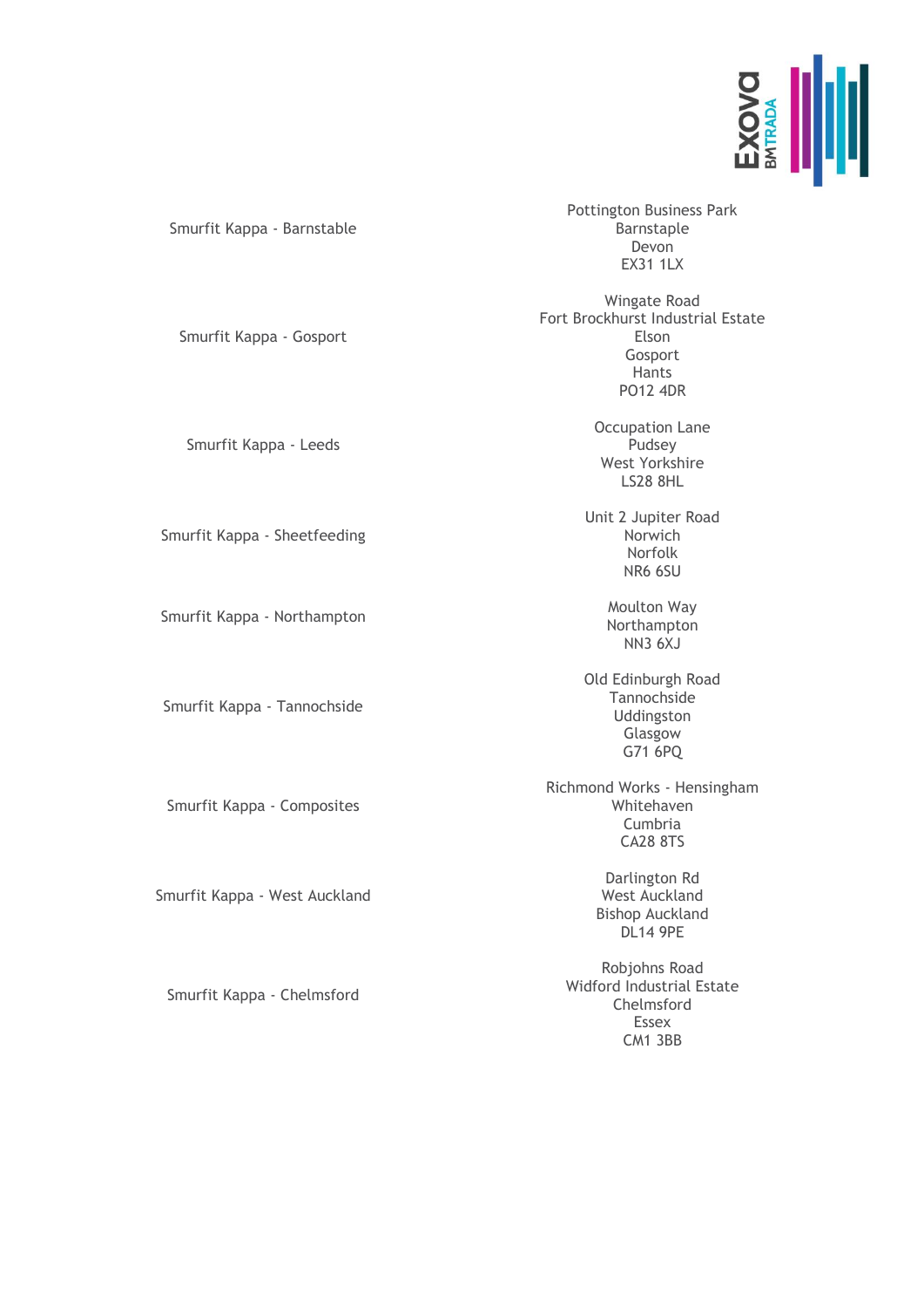| Site | Address |
| --- | --- |
| Smurfit Kappa - Barnstable | Pottington Business Park<br>Barnstaple<br>Devon<br>EX31 1LX |
| Smurfit Kappa - Gosport | Wingate Road<br>Fort Brockhurst Industrial Estate<br>Elson<br>Gosport<br>Hants<br>PO12 4DR |
| Smurfit Kappa - Leeds | Occupation Lane<br>Pudsey<br>West Yorkshire<br>LS28 8HL |
| Smurfit Kappa - Sheetfeeding | Unit 2 Jupiter Road<br>Norwich<br>Norfolk<br>NR6 6SU |
| Smurfit Kappa - Northampton | Moulton Way<br>Northampton<br>NN3 6XJ |
| Smurfit Kappa - Tannochside | Old Edinburgh Road<br>Tannochside<br>Uddingston<br>Glasgow<br>G71 6PQ |
| Smurfit Kappa - Composites | Richmond Works - Hensingham<br>Whitehaven<br>Cumbria<br>CA28 8TS |
| Smurfit Kappa - West Auckland | Darlington Rd<br>West Auckland<br>Bishop Auckland<br>DL14 9PE |
| Smurfit Kappa - Chelmsford | Robjohns Road<br>Widford Industrial Estate<br>Chelmsford<br>Essex<br>CM1 3BB |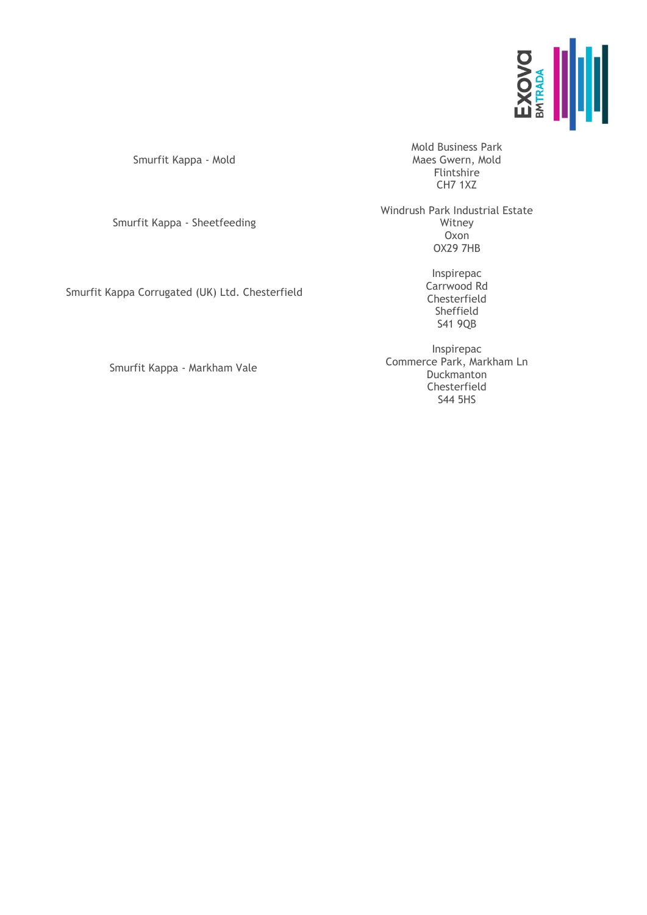| | |
|---|---|
| Smurfit Kappa - Mold | Mold Business Park<br>Maes Gwern, Mold<br>Flintshire<br>CH7 1XZ |
| Smurfit Kappa - Sheetfeeding | Windrush Park Industrial Estate<br>Witney<br>Oxon<br>OX29 7HB |
| Smurfit Kappa Corrugated (UK) Ltd. Chesterfield | Inspirepac<br>Carrwood Rd<br>Chesterfield<br>Sheffield<br>S41 9QB |
| Smurfit Kappa - Markham Vale | Inspirepac<br>Commerce Park, Markham Ln<br>Duckmanton<br>Chesterfield<br>S44 5HS |